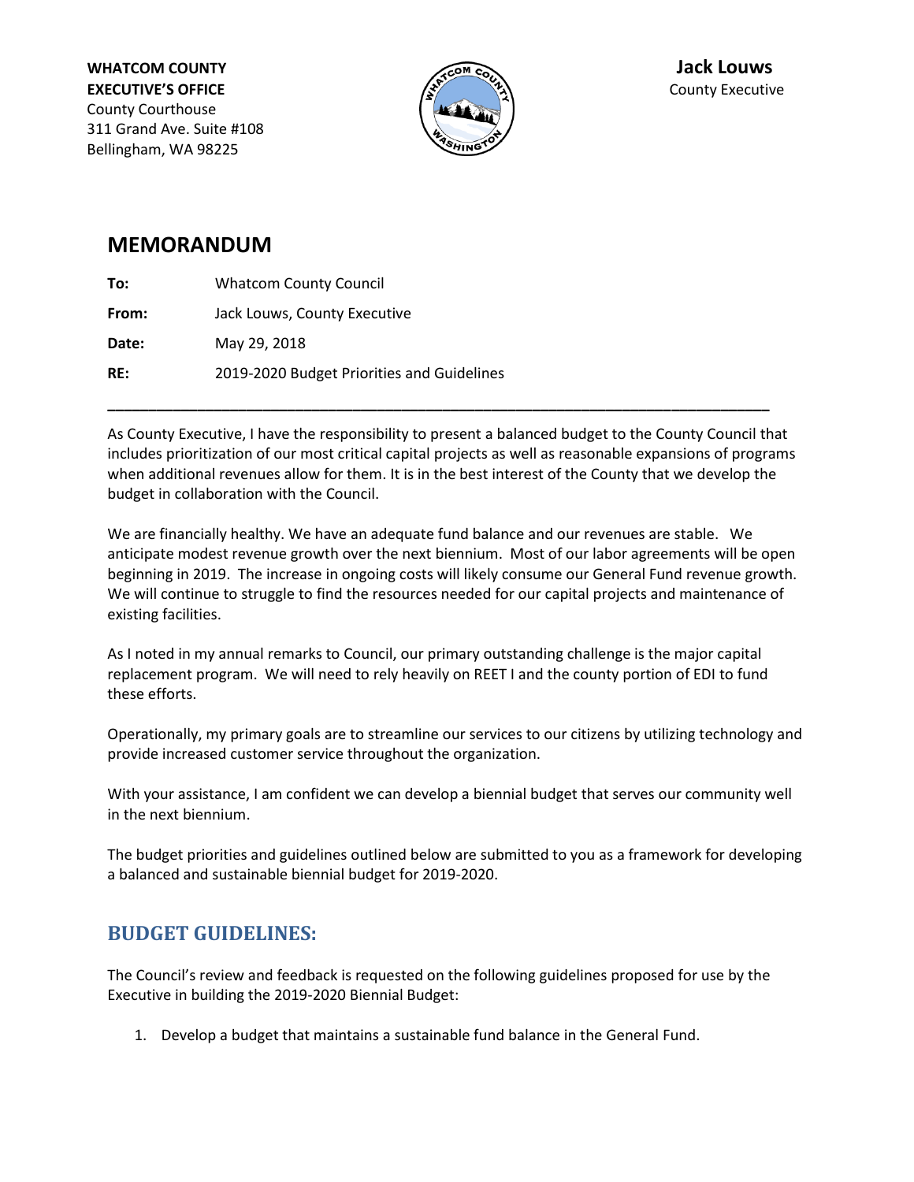**WHATCOM COUNTY**
**EXECUTIVE'S OFFICE**
County Courthouse
311 Grand Ave. Suite #108
Bellingham, WA 98225

**Jack Louws**
County Executive

# MEMORANDUM

**To:** Whatcom County Council

**From:** Jack Louws, County Executive

**Date:** May 29, 2018

**RE:** 2019-2020 Budget Priorities and Guidelines

---

As County Executive, I have the responsibility to present a balanced budget to the County Council that includes prioritization of our most critical capital projects as well as reasonable expansions of programs when additional revenues allow for them. It is in the best interest of the County that we develop the budget in collaboration with the Council.

We are financially healthy. We have an adequate fund balance and our revenues are stable. We anticipate modest revenue growth over the next biennium. Most of our labor agreements will be open beginning in 2019. The increase in ongoing costs will likely consume our General Fund revenue growth. We will continue to struggle to find the resources needed for our capital projects and maintenance of existing facilities.

As I noted in my annual remarks to Council, our primary outstanding challenge is the major capital replacement program. We will need to rely heavily on REET I and the county portion of EDI to fund these efforts.

Operationally, my primary goals are to streamline our services to our citizens by utilizing technology and provide increased customer service throughout the organization.

With your assistance, I am confident we can develop a biennial budget that serves our community well in the next biennium.

The budget priorities and guidelines outlined below are submitted to you as a framework for developing a balanced and sustainable biennial budget for 2019-2020.

## BUDGET GUIDELINES:

The Council's review and feedback is requested on the following guidelines proposed for use by the Executive in building the 2019-2020 Biennial Budget:

1. Develop a budget that maintains a sustainable fund balance in the General Fund.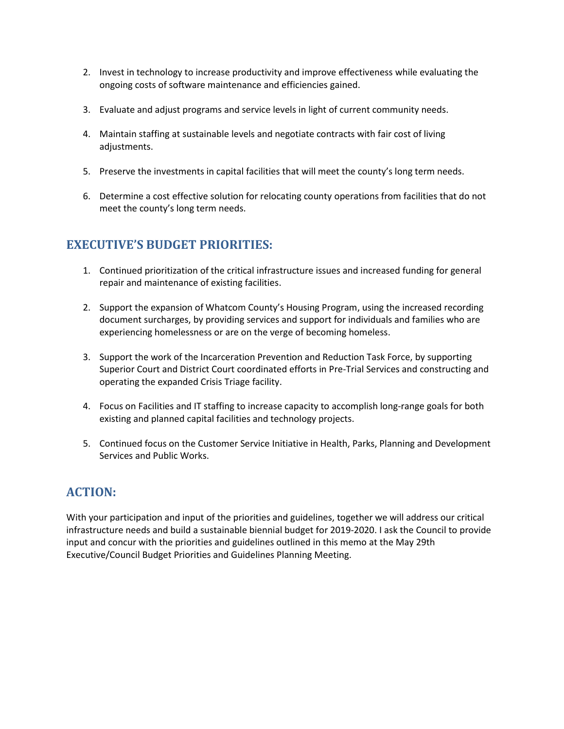2. Invest in technology to increase productivity and improve effectiveness while evaluating the ongoing costs of software maintenance and efficiencies gained.

3. Evaluate and adjust programs and service levels in light of current community needs.

4. Maintain staffing at sustainable levels and negotiate contracts with fair cost of living adjustments.

5. Preserve the investments in capital facilities that will meet the county's long term needs.

6. Determine a cost effective solution for relocating county operations from facilities that do not meet the county's long term needs.

## EXECUTIVE'S BUDGET PRIORITIES:

1. Continued prioritization of the critical infrastructure issues and increased funding for general repair and maintenance of existing facilities.

2. Support the expansion of Whatcom County's Housing Program, using the increased recording document surcharges, by providing services and support for individuals and families who are experiencing homelessness or are on the verge of becoming homeless.

3. Support the work of the Incarceration Prevention and Reduction Task Force, by supporting Superior Court and District Court coordinated efforts in Pre-Trial Services and constructing and operating the expanded Crisis Triage facility.

4. Focus on Facilities and IT staffing to increase capacity to accomplish long-range goals for both existing and planned capital facilities and technology projects.

5. Continued focus on the Customer Service Initiative in Health, Parks, Planning and Development Services and Public Works.

## ACTION:

With your participation and input of the priorities and guidelines, together we will address our critical infrastructure needs and build a sustainable biennial budget for 2019-2020. I ask the Council to provide input and concur with the priorities and guidelines outlined in this memo at the May 29th Executive/Council Budget Priorities and Guidelines Planning Meeting.